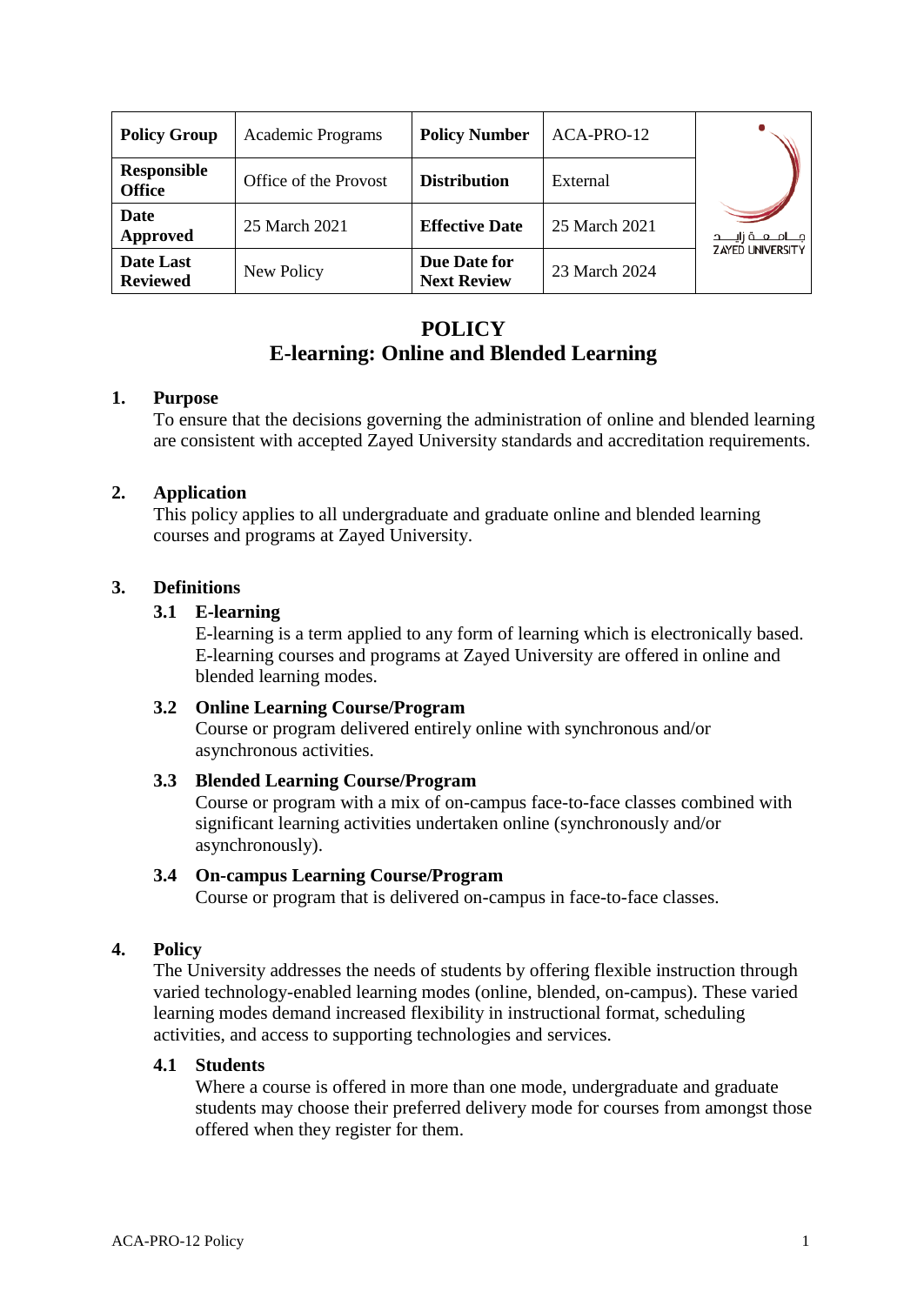| Policy Group | Academic Programs | Policy Number | ACA-PRO-12 | جامعة زايد ZAYED UNIVERSITY |
|---|---|---|---|---|
| Responsible Office | Office of the Provost | Distribution | External | |
| Date Approved | 25 March 2021 | Effective Date | 25 March 2021 | |
| Date Last Reviewed | New Policy | Due Date for Next Review | 23 March 2024 | |

# POLICY
# E-learning: Online and Blended Learning

## 1. Purpose

To ensure that the decisions governing the administration of online and blended learning are consistent with accepted Zayed University standards and accreditation requirements.

## 2. Application

This policy applies to all undergraduate and graduate online and blended learning courses and programs at Zayed University.

## 3. Definitions

### 3.1 E-learning

E-learning is a term applied to any form of learning which is electronically based. E-learning courses and programs at Zayed University are offered in online and blended learning modes.

### 3.2 Online Learning Course/Program

Course or program delivered entirely online with synchronous and/or asynchronous activities.

### 3.3 Blended Learning Course/Program

Course or program with a mix of on-campus face-to-face classes combined with significant learning activities undertaken online (synchronously and/or asynchronously).

### 3.4 On-campus Learning Course/Program

Course or program that is delivered on-campus in face-to-face classes.

## 4. Policy

The University addresses the needs of students by offering flexible instruction through varied technology-enabled learning modes (online, blended, on-campus). These varied learning modes demand increased flexibility in instructional format, scheduling activities, and access to supporting technologies and services.

### 4.1 Students

Where a course is offered in more than one mode, undergraduate and graduate students may choose their preferred delivery mode for courses from amongst those offered when they register for them.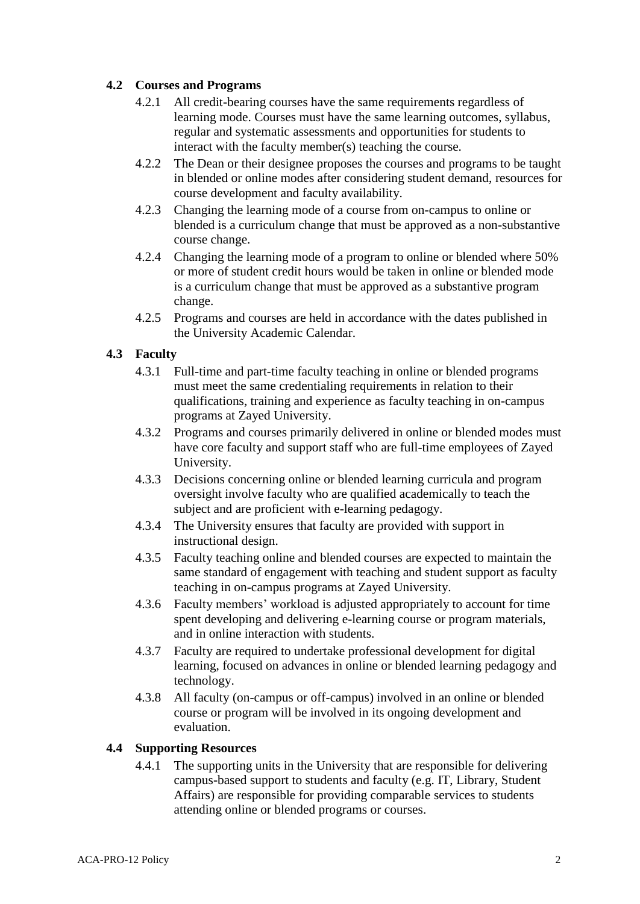### 4.2 Courses and Programs

4.2.1 All credit-bearing courses have the same requirements regardless of learning mode. Courses must have the same learning outcomes, syllabus, regular and systematic assessments and opportunities for students to interact with the faculty member(s) teaching the course.

4.2.2 The Dean or their designee proposes the courses and programs to be taught in blended or online modes after considering student demand, resources for course development and faculty availability.

4.2.3 Changing the learning mode of a course from on-campus to online or blended is a curriculum change that must be approved as a non-substantive course change.

4.2.4 Changing the learning mode of a program to online or blended where 50% or more of student credit hours would be taken in online or blended mode is a curriculum change that must be approved as a substantive program change.

4.2.5 Programs and courses are held in accordance with the dates published in the University Academic Calendar.

### 4.3 Faculty

4.3.1 Full-time and part-time faculty teaching in online or blended programs must meet the same credentialing requirements in relation to their qualifications, training and experience as faculty teaching in on-campus programs at Zayed University.

4.3.2 Programs and courses primarily delivered in online or blended modes must have core faculty and support staff who are full-time employees of Zayed University.

4.3.3 Decisions concerning online or blended learning curricula and program oversight involve faculty who are qualified academically to teach the subject and are proficient with e-learning pedagogy.

4.3.4 The University ensures that faculty are provided with support in instructional design.

4.3.5 Faculty teaching online and blended courses are expected to maintain the same standard of engagement with teaching and student support as faculty teaching in on-campus programs at Zayed University.

4.3.6 Faculty members' workload is adjusted appropriately to account for time spent developing and delivering e-learning course or program materials, and in online interaction with students.

4.3.7 Faculty are required to undertake professional development for digital learning, focused on advances in online or blended learning pedagogy and technology.

4.3.8 All faculty (on-campus or off-campus) involved in an online or blended course or program will be involved in its ongoing development and evaluation.

### 4.4 Supporting Resources

4.4.1 The supporting units in the University that are responsible for delivering campus-based support to students and faculty (e.g. IT, Library, Student Affairs) are responsible for providing comparable services to students attending online or blended programs or courses.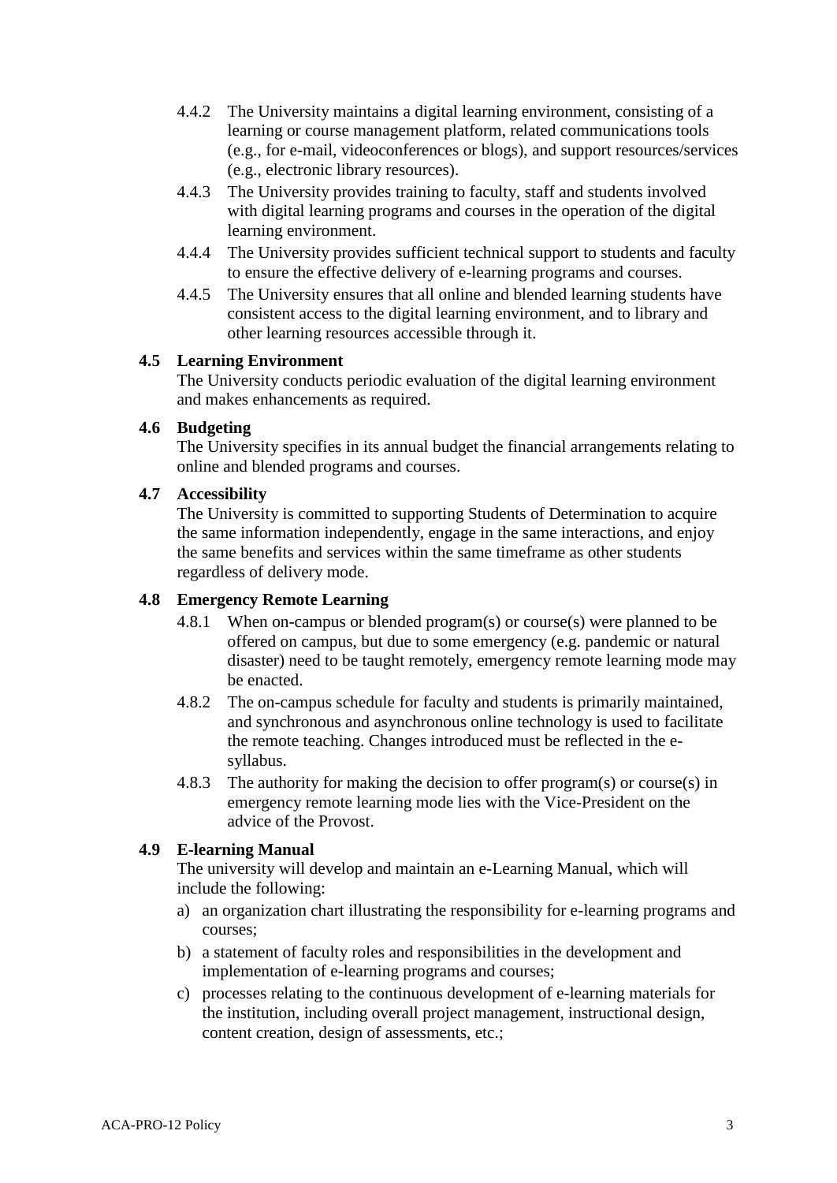4.4.2 The University maintains a digital learning environment, consisting of a learning or course management platform, related communications tools (e.g., for e-mail, videoconferences or blogs), and support resources/services (e.g., electronic library resources).

4.4.3 The University provides training to faculty, staff and students involved with digital learning programs and courses in the operation of the digital learning environment.

4.4.4 The University provides sufficient technical support to students and faculty to ensure the effective delivery of e-learning programs and courses.

4.4.5 The University ensures that all online and blended learning students have consistent access to the digital learning environment, and to library and other learning resources accessible through it.

### 4.5 Learning Environment

The University conducts periodic evaluation of the digital learning environment and makes enhancements as required.

### 4.6 Budgeting

The University specifies in its annual budget the financial arrangements relating to online and blended programs and courses.

### 4.7 Accessibility

The University is committed to supporting Students of Determination to acquire the same information independently, engage in the same interactions, and enjoy the same benefits and services within the same timeframe as other students regardless of delivery mode.

### 4.8 Emergency Remote Learning

4.8.1 When on-campus or blended program(s) or course(s) were planned to be offered on campus, but due to some emergency (e.g. pandemic or natural disaster) need to be taught remotely, emergency remote learning mode may be enacted.

4.8.2 The on-campus schedule for faculty and students is primarily maintained, and synchronous and asynchronous online technology is used to facilitate the remote teaching. Changes introduced must be reflected in the e-syllabus.

4.8.3 The authority for making the decision to offer program(s) or course(s) in emergency remote learning mode lies with the Vice-President on the advice of the Provost.

### 4.9 E-learning Manual

The university will develop and maintain an e-Learning Manual, which will include the following:

a) an organization chart illustrating the responsibility for e-learning programs and courses;

b) a statement of faculty roles and responsibilities in the development and implementation of e-learning programs and courses;

c) processes relating to the continuous development of e-learning materials for the institution, including overall project management, instructional design, content creation, design of assessments, etc.;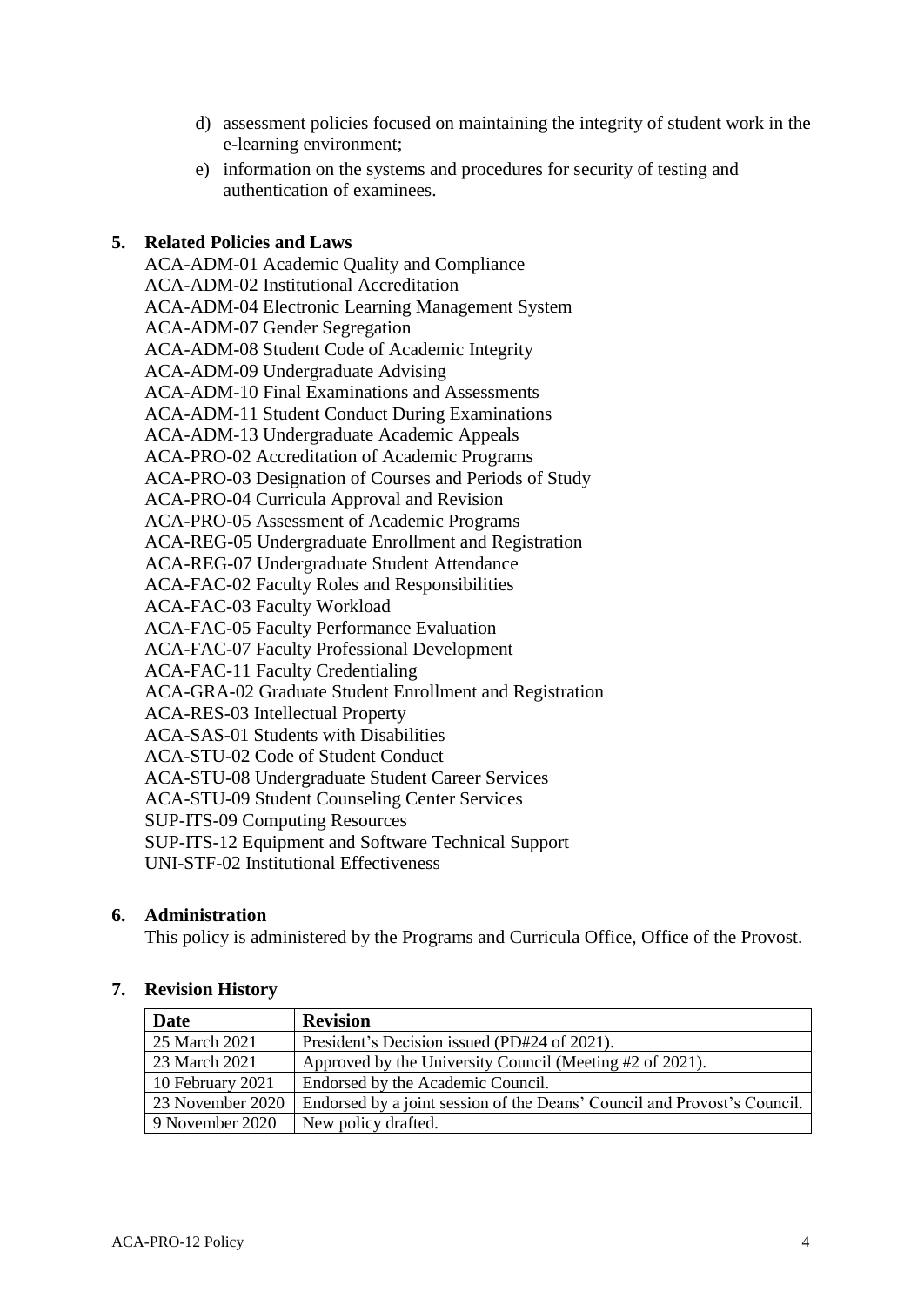d) assessment policies focused on maintaining the integrity of student work in the e-learning environment;
e) information on the systems and procedures for security of testing and authentication of examinees.

## 5. Related Policies and Laws

ACA-ADM-01 Academic Quality and Compliance
ACA-ADM-02 Institutional Accreditation
ACA-ADM-04 Electronic Learning Management System
ACA-ADM-07 Gender Segregation
ACA-ADM-08 Student Code of Academic Integrity
ACA-ADM-09 Undergraduate Advising
ACA-ADM-10 Final Examinations and Assessments
ACA-ADM-11 Student Conduct During Examinations
ACA-ADM-13 Undergraduate Academic Appeals
ACA-PRO-02 Accreditation of Academic Programs
ACA-PRO-03 Designation of Courses and Periods of Study
ACA-PRO-04 Curricula Approval and Revision
ACA-PRO-05 Assessment of Academic Programs
ACA-REG-05 Undergraduate Enrollment and Registration
ACA-REG-07 Undergraduate Student Attendance
ACA-FAC-02 Faculty Roles and Responsibilities
ACA-FAC-03 Faculty Workload
ACA-FAC-05 Faculty Performance Evaluation
ACA-FAC-07 Faculty Professional Development
ACA-FAC-11 Faculty Credentialing
ACA-GRA-02 Graduate Student Enrollment and Registration
ACA-RES-03 Intellectual Property
ACA-SAS-01 Students with Disabilities
ACA-STU-02 Code of Student Conduct
ACA-STU-08 Undergraduate Student Career Services
ACA-STU-09 Student Counseling Center Services
SUP-ITS-09 Computing Resources
SUP-ITS-12 Equipment and Software Technical Support
UNI-STF-02 Institutional Effectiveness

## 6. Administration

This policy is administered by the Programs and Curricula Office, Office of the Provost.

## 7. Revision History

| Date | Revision |
|---|---|
| 25 March 2021 | President's Decision issued (PD#24 of 2021). |
| 23 March 2021 | Approved by the University Council (Meeting #2 of 2021). |
| 10 February 2021 | Endorsed by the Academic Council. |
| 23 November 2020 | Endorsed by a joint session of the Deans' Council and Provost's Council. |
| 9 November 2020 | New policy drafted. |